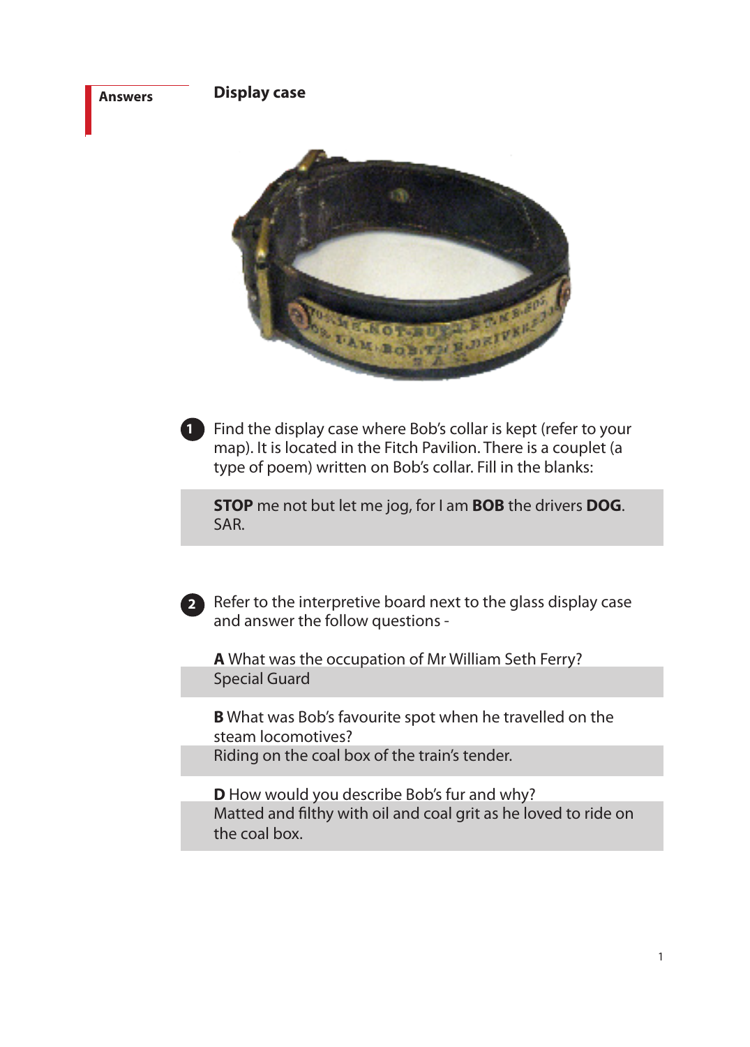**Answers**

## Display case

1. Find the display case where Bob's collar is kept (refer to your map). It is located in the Fitch Pavilion. There is a couplet (a type of poem) written on Bob's collar. Fill in the blanks:

   **STOP** me not but let me jog, for I am **BOB** the drivers **DOG**. SAR.

2. Refer to the interpretive board next to the glass display case and answer the follow questions -

   **A** What was the occupation of Mr William Seth Ferry?
   Special Guard

   **B** What was Bob's favourite spot when he travelled on the steam locomotives?
   Riding on the coal box of the train's tender.

   **D** How would you describe Bob's fur and why?
   Matted and filthy with oil and coal grit as he loved to ride on the coal box.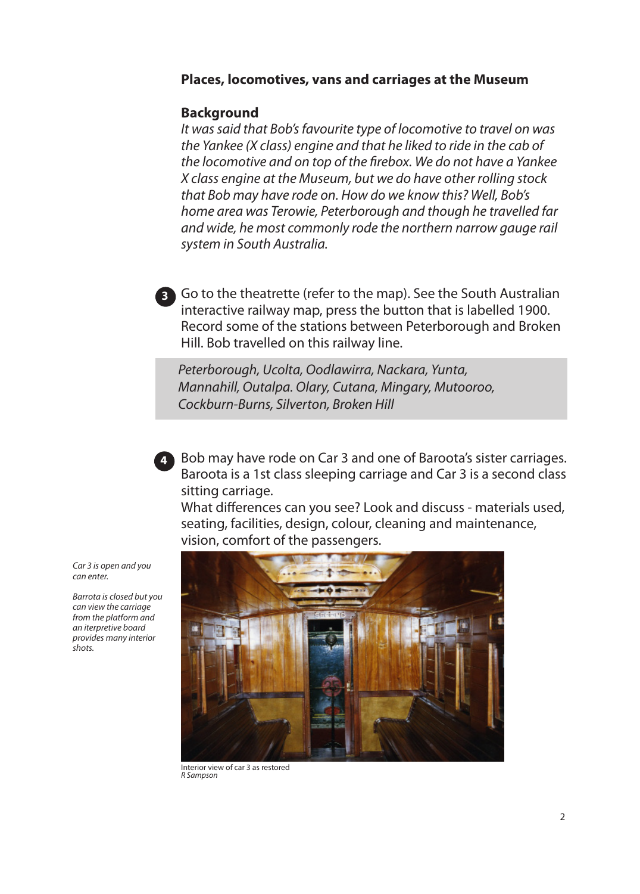## Places, locomotives, vans and carriages at the Museum

### Background

*It was said that Bob's favourite type of locomotive to travel on was the Yankee (X class) engine and that he liked to ride in the cab of the locomotive and on top of the firebox. We do not have a Yankee X class engine at the Museum, but we do have other rolling stock that Bob may have rode on. How do we know this? Well, Bob's home area was Terowie, Peterborough and though he travelled far and wide, he most commonly rode the northern narrow gauge rail system in South Australia.*

**3** Go to the theatrette (refer to the map). See the South Australian interactive railway map, press the button that is labelled 1900. Record some of the stations between Peterborough and Broken Hill. Bob travelled on this railway line.

*Peterborough, Ucolta, Oodlawirra, Nackara, Yunta, Mannahill, Outalpa. Olary, Cutana, Mingary, Mutooroo, Cockburn-Burns, Silverton, Broken Hill*

**4** Bob may have rode on Car 3 and one of Baroota's sister carriages. Baroota is a 1st class sleeping carriage and Car 3 is a second class sitting carriage.
What differences can you see? Look and discuss - materials used, seating, facilities, design, colour, cleaning and maintenance, vision, comfort of the passengers.

*Car 3 is open and you can enter.*

*Barrota is closed but you can view the carriage from the platform and an iterpretive board provides many interior shots.*

Interior view of car 3 as restored
*R Sampson*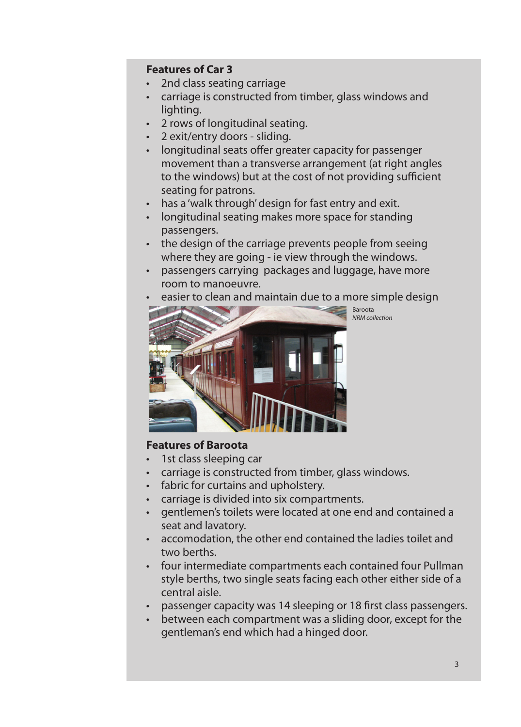**Features of Car 3**

- 2nd class seating carriage
- carriage is constructed from timber, glass windows and lighting.
- 2 rows of longitudinal seating.
- 2 exit/entry doors - sliding.
- longitudinal seats offer greater capacity for passenger movement than a transverse arrangement (at right angles to the windows) but at the cost of not providing sufficient seating for patrons.
- has a 'walk through' design for fast entry and exit.
- longitudinal seating makes more space for standing passengers.
- the design of the carriage prevents people from seeing where they are going - ie view through the windows.
- passengers carrying packages and luggage, have more room to manoeuvre.
- easier to clean and maintain due to a more simple design

Baroota
*NRM collection*

**Features of Baroota**

- 1st class sleeping car
- carriage is constructed from timber, glass windows.
- fabric for curtains and upholstery.
- carriage is divided into six compartments.
- gentlemen's toilets were located at one end and contained a seat and lavatory.
- accomodation, the other end contained the ladies toilet and two berths.
- four intermediate compartments each contained four Pullman style berths, two single seats facing each other either side of a central aisle.
- passenger capacity was 14 sleeping or 18 first class passengers.
- between each compartment was a sliding door, except for the gentleman's end which had a hinged door.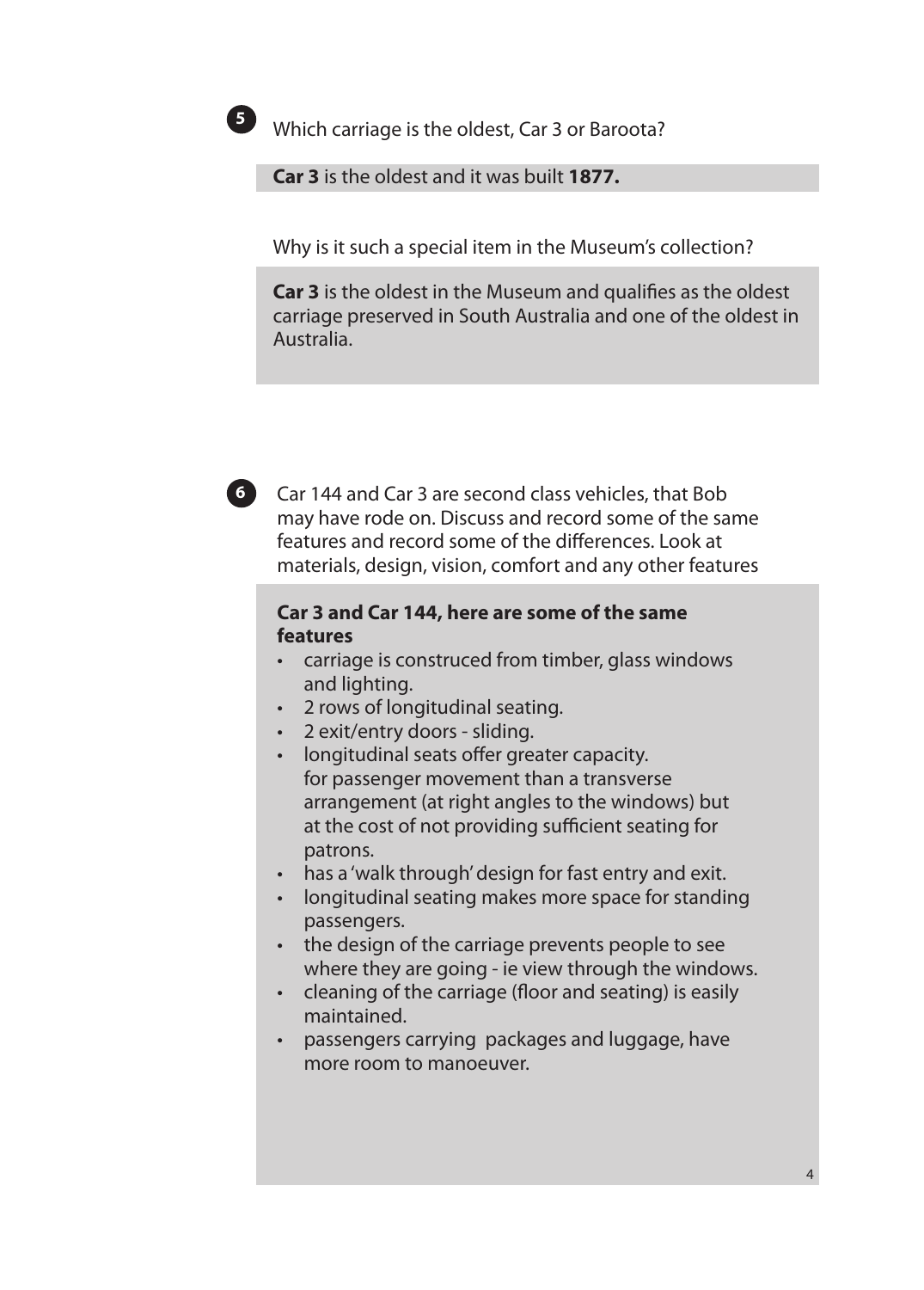**5** Which carriage is the oldest, Car 3 or Baroota?

**Car 3** is the oldest and it was built **1877.**

Why is it such a special item in the Museum's collection?

**Car 3** is the oldest in the Museum and qualifies as the oldest carriage preserved in South Australia and one of the oldest in Australia.

**6** Car 144 and Car 3 are second class vehicles, that Bob may have rode on. Discuss and record some of the same features and record some of the differences. Look at materials, design, vision, comfort and any other features

**Car 3 and Car 144, here are some of the same features**

- carriage is construced from timber, glass windows and lighting.
- 2 rows of longitudinal seating.
- 2 exit/entry doors - sliding.
- longitudinal seats offer greater capacity. for passenger movement than a transverse arrangement (at right angles to the windows) but at the cost of not providing sufficient seating for patrons.
- has a 'walk through' design for fast entry and exit.
- longitudinal seating makes more space for standing passengers.
- the design of the carriage prevents people to see where they are going - ie view through the windows.
- cleaning of the carriage (floor and seating) is easily maintained.
- passengers carrying packages and luggage, have more room to manoeuver.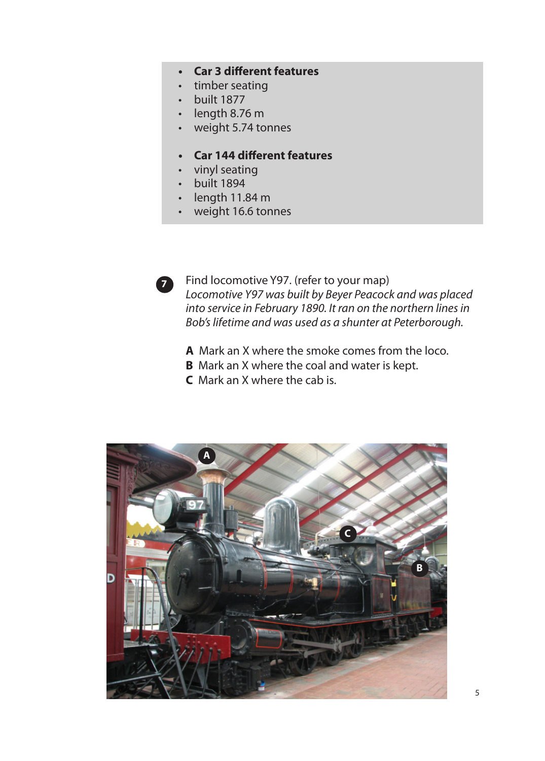- **Car 3 different features**
- timber seating
- built 1877
- length 8.76 m
- weight 5.74 tonnes

- **Car 144 different features**
- vinyl seating
- built 1894
- length 11.84 m
- weight 16.6 tonnes

**7** Find locomotive Y97. (refer to your map)
*Locomotive Y97 was built by Beyer Peacock and was placed into service in February 1890. It ran on the northern lines in Bob's lifetime and was used as a shunter at Peterborough.*

**A** Mark an X where the smoke comes from the loco.
**B** Mark an X where the coal and water is kept.
**C** Mark an X where the cab is.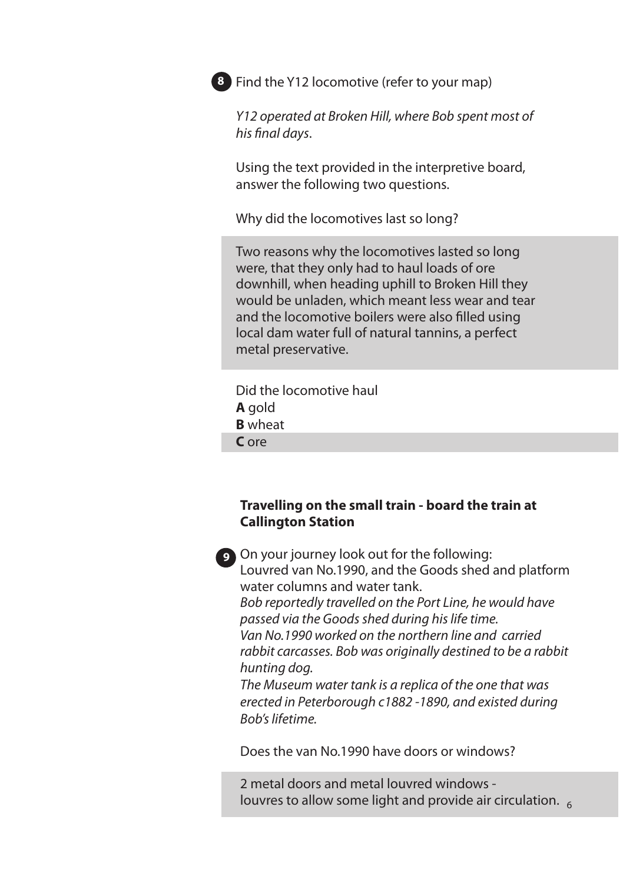**8** Find the Y12 locomotive (refer to your map)

*Y12 operated at Broken Hill, where Bob spent most of his final days.*

Using the text provided in the interpretive board, answer the following two questions.

Why did the locomotives last so long?

Two reasons why the locomotives lasted so long were, that they only had to haul loads of ore downhill, when heading uphill to Broken Hill they would be unladen, which meant less wear and tear and the locomotive boilers were also filled using local dam water full of natural tannins, a perfect metal preservative.

Did the locomotive haul

**A** gold

**B** wheat

**C** ore

**Travelling on the small train - board the train at Callington Station**

**9** On your journey look out for the following:
Louvred van No.1990, and the Goods shed and platform water columns and water tank.

*Bob reportedly travelled on the Port Line, he would have passed via the Goods shed during his life time.*

*Van No.1990 worked on the northern line and carried rabbit carcasses. Bob was originally destined to be a rabbit hunting dog.*

*The Museum water tank is a replica of the one that was erected in Peterborough c1882 -1890, and existed during Bob's lifetime.*

Does the van No.1990 have doors or windows?

2 metal doors and metal louvred windows - louvres to allow some light and provide air circulation.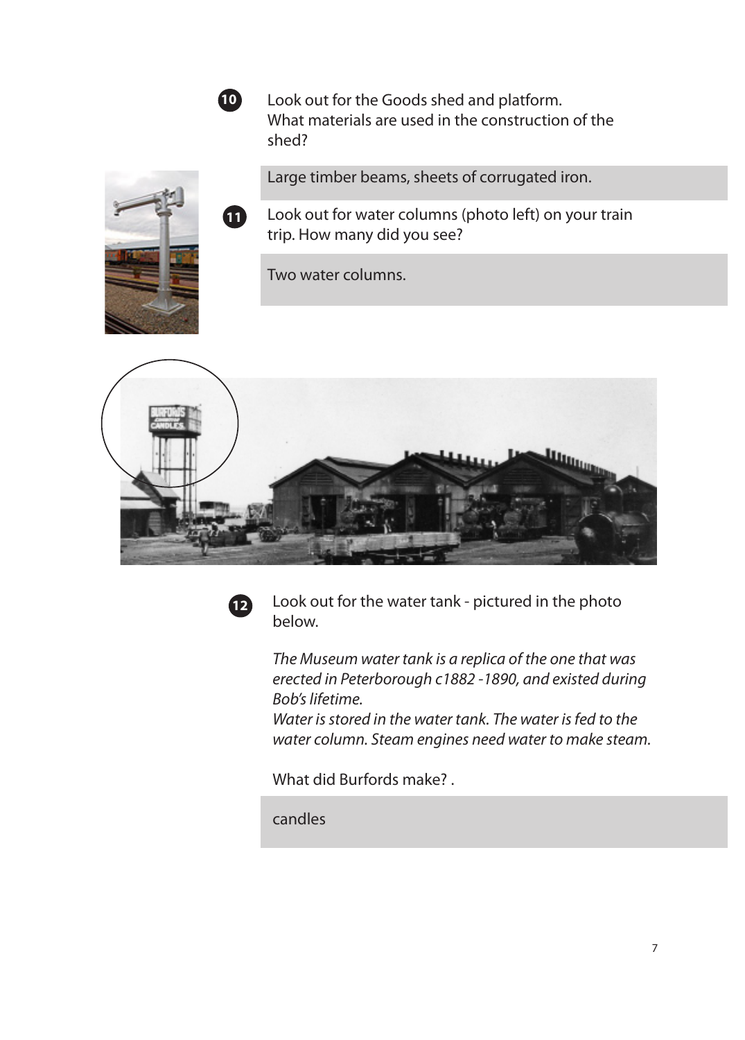**10** Look out for the Goods shed and platform. What materials are used in the construction of the shed?

Large timber beams, sheets of corrugated iron.

**11** Look out for water columns (photo left) on your train trip. How many did you see?

Two water columns.

**12** Look out for the water tank - pictured in the photo below.

*The Museum water tank is a replica of the one that was erected in Peterborough c1882 -1890, and existed during Bob's lifetime.*
*Water is stored in the water tank. The water is fed to the water column. Steam engines need water to make steam.*

What did Burfords make? .

candles